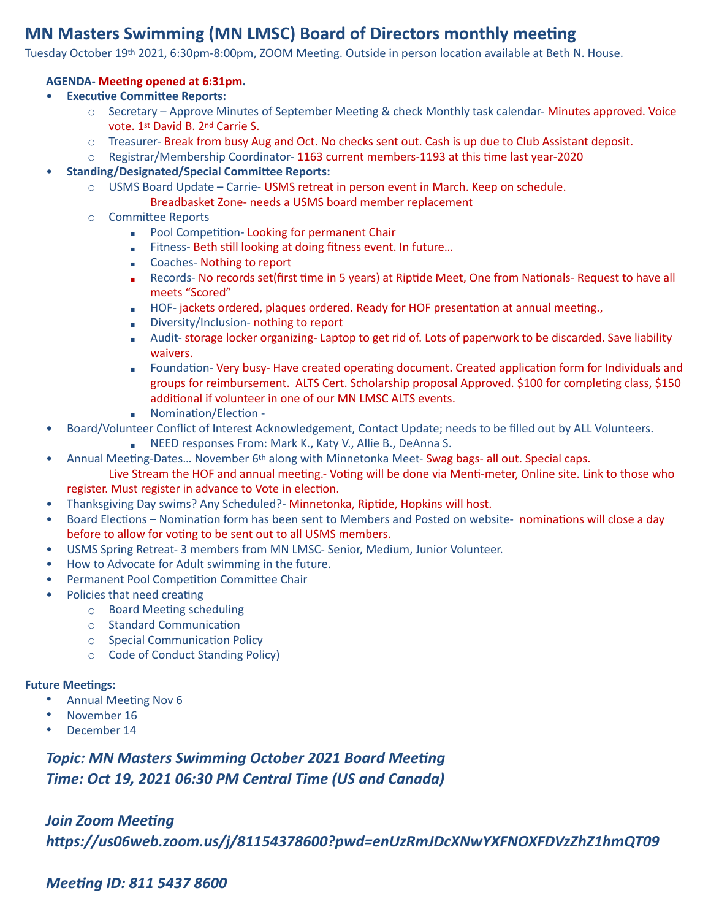# MN Masters Swimming (MN LMSC) Board of Directors monthly meeting

Tuesday October 19th 2021, 6:30pm-8:00pm, ZOOM Meeting. Outside in person location available at Beth N. House.

**AGENDA- Meeting opened at 6:31pm.**

- **Executive Committee Reports:**
  - Secretary – Approve Minutes of September Meeting & check Monthly task calendar- Minutes approved. Voice vote. 1st David B. 2nd Carrie S.
  - Treasurer- Break from busy Aug and Oct. No checks sent out. Cash is up due to Club Assistant deposit.
  - Registrar/Membership Coordinator- 1163 current members-1193 at this time last year-2020
- **Standing/Designated/Special Committee Reports:**
  - USMS Board Update – Carrie- USMS retreat in person event in March. Keep on schedule.
    Breadbasket Zone- needs a USMS board member replacement
  - Committee Reports
    - Pool Competition- Looking for permanent Chair
    - Fitness- Beth still looking at doing fitness event. In future…
    - Coaches- Nothing to report
    - Records- No records set(first time in 5 years) at Riptide Meet, One from Nationals- Request to have all meets "Scored"
    - HOF- jackets ordered, plaques ordered. Ready for HOF presentation at annual meeting.,
    - Diversity/Inclusion- nothing to report
    - Audit- storage locker organizing- Laptop to get rid of. Lots of paperwork to be discarded. Save liability waivers.
    - Foundation- Very busy- Have created operating document. Created application form for Individuals and groups for reimbursement. ALTS Cert. Scholarship proposal Approved. $100 for completing class, $150 additional if volunteer in one of our MN LMSC ALTS events.
    - Nomination/Election -
- Board/Volunteer Conflict of Interest Acknowledgement, Contact Update; needs to be filled out by ALL Volunteers.
  - NEED responses From: Mark K., Katy V., Allie B., DeAnna S.
- Annual Meeting-Dates… November 6th along with Minnetonka Meet- Swag bags- all out. Special caps.
  Live Stream the HOF and annual meeting.- Voting will be done via Menti-meter, Online site. Link to those who register. Must register in advance to Vote in election.
- Thanksgiving Day swims? Any Scheduled?- Minnetonka, Riptide, Hopkins will host.
- Board Elections – Nomination form has been sent to Members and Posted on website- nominations will close a day before to allow for voting to be sent out to all USMS members.
- USMS Spring Retreat- 3 members from MN LMSC- Senior, Medium, Junior Volunteer.
- How to Advocate for Adult swimming in the future.
- Permanent Pool Competition Committee Chair
- Policies that need creating
  - Board Meeting scheduling
  - Standard Communication
  - Special Communication Policy
  - Code of Conduct Standing Policy)

**Future Meetings:**

- Annual Meeting Nov 6
- November 16
- December 14

***Topic: MN Masters Swimming October 2021 Board Meeting***
***Time: Oct 19, 2021 06:30 PM Central Time (US and Canada)***

***Join Zoom Meeting***
***https://us06web.zoom.us/j/81154378600?pwd=enUzRmJDcXNwYXFNOXFDVzZhZ1hmQT09***

***Meeting ID: 811 5437 8600***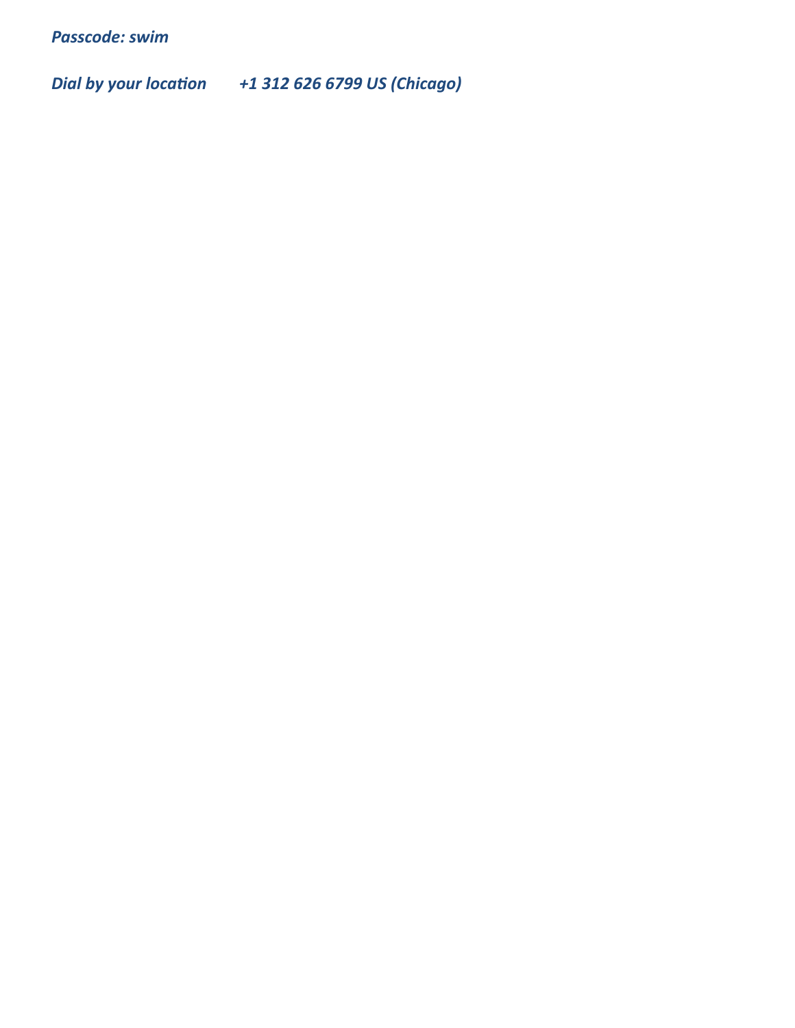***Passcode: swim***

***Dial by your location*** ***+1 312 626 6799 US (Chicago)***